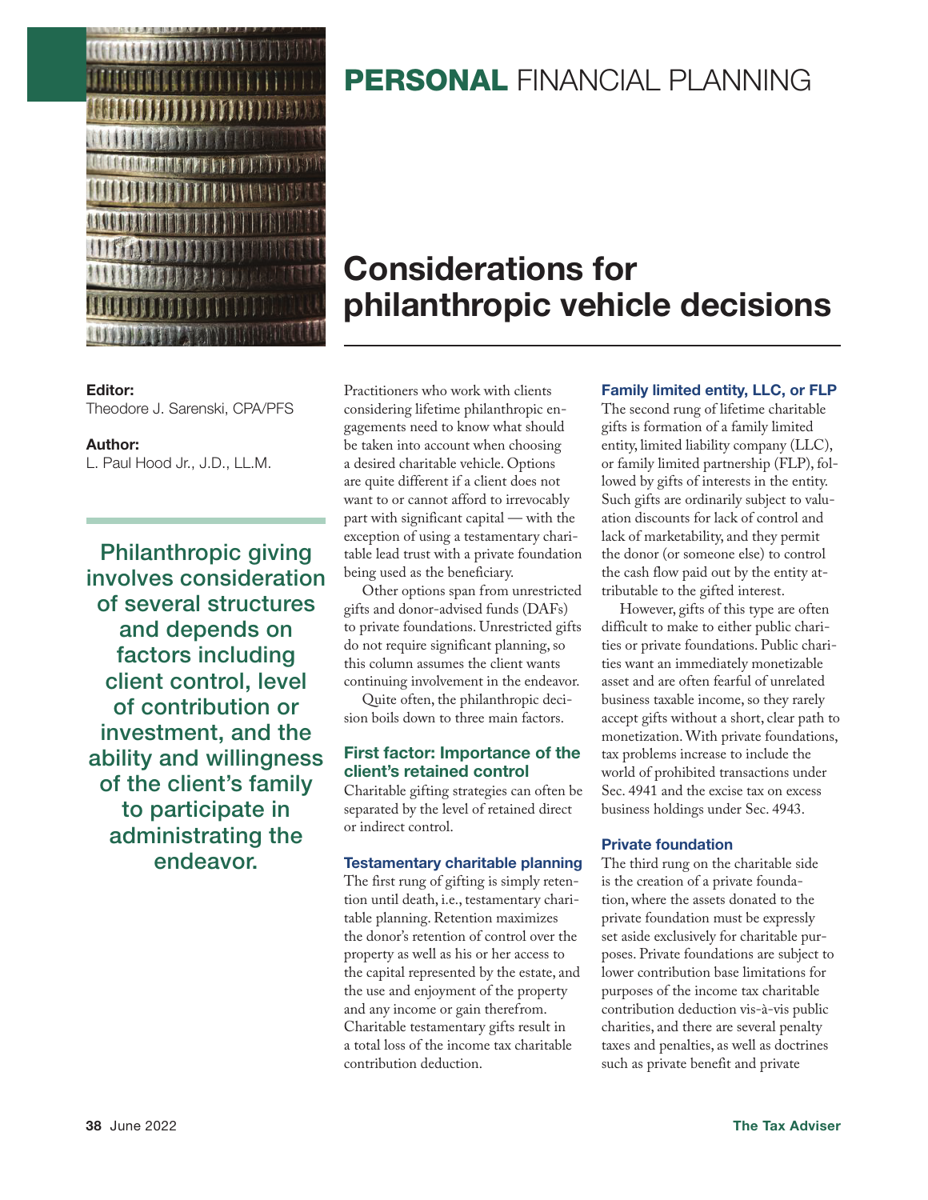# PERSONAL FINANCIAL PLANNING

# Considerations for philanthropic vehicle decisions

**Editor:**
Theodore J. Sarenski, CPA/PFS

**Author:**
L. Paul Hood Jr., J.D., LL.M.

> Philanthropic giving involves consideration of several structures and depends on factors including client control, level of contribution or investment, and the ability and willingness of the client's family to participate in administering the endeavor.

Practitioners who work with clients considering lifetime philanthropic engagements need to know what should be taken into account when choosing a desired charitable vehicle. Options are quite different if a client does not want to or cannot afford to irrevocably part with significant capital — with the exception of using a testamentary charitable lead trust with a private foundation being used as the beneficiary.

Other options span from unrestricted gifts and donor-advised funds (DAFs) to private foundations. Unrestricted gifts do not require significant planning, so this column assumes the client wants continuing involvement in the endeavor.

Quite often, the philanthropic decision boils down to three main factors.

## First factor: Importance of the client's retained control

Charitable gifting strategies can often be separated by the level of retained direct or indirect control.

### Testamentary charitable planning

The first rung of gifting is simply retention until death, i.e., testamentary charitable planning. Retention maximizes the donor's retention of control over the property as well as his or her access to the capital represented by the estate, and the use and enjoyment of the property and any income or gain therefrom. Charitable testamentary gifts result in a total loss of the income tax charitable contribution deduction.

### Family limited entity, LLC, or FLP

The second rung of lifetime charitable gifts is formation of a family limited entity, limited liability company (LLC), or family limited partnership (FLP), followed by gifts of interests in the entity. Such gifts are ordinarily subject to valuation discounts for lack of control and lack of marketability, and they permit the donor (or someone else) to control the cash flow paid out by the entity attributable to the gifted interest.

However, gifts of this type are often difficult to make to either public charities or private foundations. Public charities want an immediately monetizable asset and are often fearful of unrelated business taxable income, so they rarely accept gifts without a short, clear path to monetization. With private foundations, tax problems increase to include the world of prohibited transactions under Sec. 4941 and the excise tax on excess business holdings under Sec. 4943.

### Private foundation

The third rung on the charitable side is the creation of a private foundation, where the assets donated to the private foundation must be expressly set aside exclusively for charitable purposes. Private foundations are subject to lower contribution base limitations for purposes of the income tax charitable contribution deduction vis-à-vis public charities, and there are several penalty taxes and penalties, as well as doctrines such as private benefit and private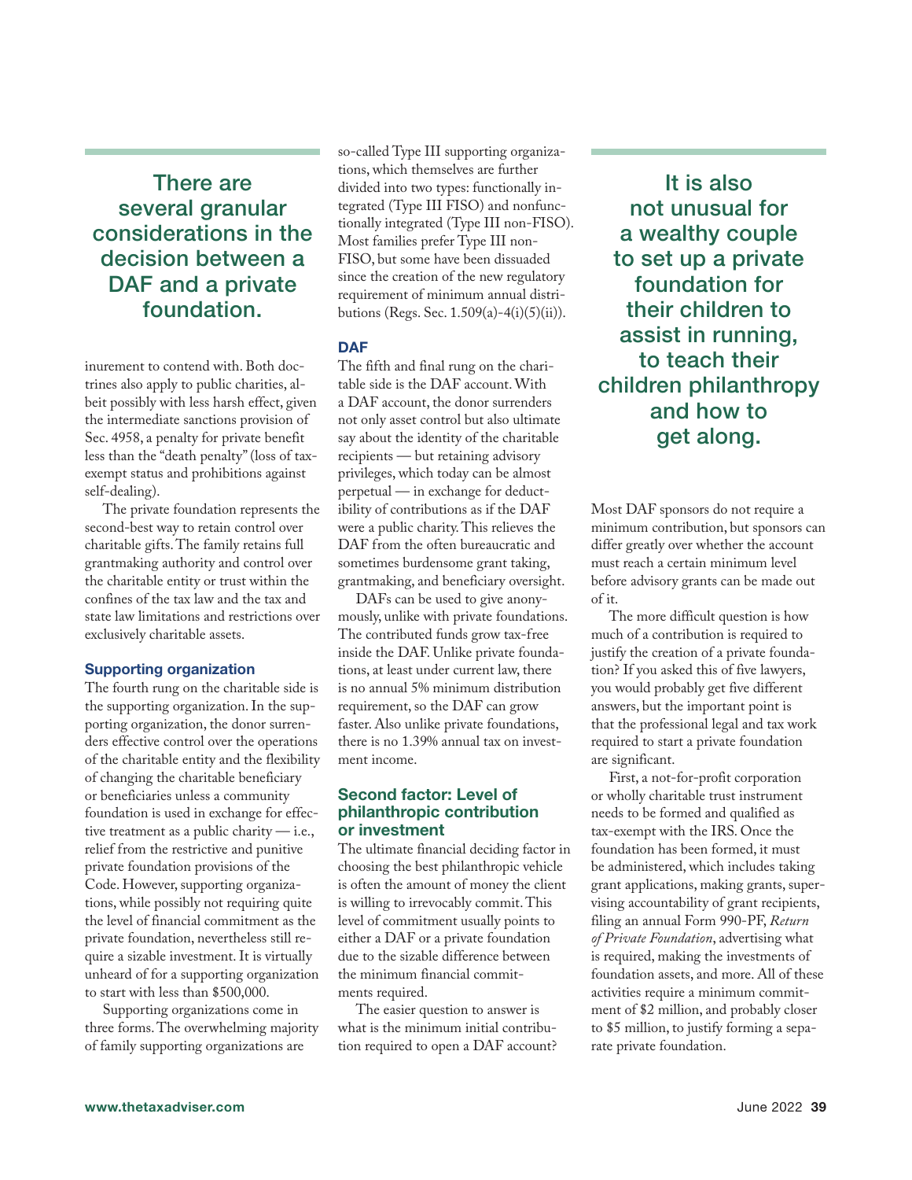> There are several granular considerations in the decision between a DAF and a private foundation.

inurement to contend with. Both doctrines also apply to public charities, albeit possibly with less harsh effect, given the intermediate sanctions provision of Sec. 4958, a penalty for private benefit less than the "death penalty" (loss of tax-exempt status and prohibitions against self-dealing).

The private foundation represents the second-best way to retain control over charitable gifts. The family retains full grantmaking authority and control over the charitable entity or trust within the confines of the tax law and the tax and state law limitations and restrictions over exclusively charitable assets.

### Supporting organization

The fourth rung on the charitable side is the supporting organization. In the supporting organization, the donor surrenders effective control over the operations of the charitable entity and the flexibility of changing the charitable beneficiary or beneficiaries unless a community foundation is used in exchange for effective treatment as a public charity — i.e., relief from the restrictive and punitive private foundation provisions of the Code. However, supporting organizations, while possibly not requiring quite the level of financial commitment as the private foundation, nevertheless still require a sizable investment. It is virtually unheard of for a supporting organization to start with less than $500,000.

Supporting organizations come in three forms. The overwhelming majority of family supporting organizations are so-called Type III supporting organizations, which themselves are further divided into two types: functionally integrated (Type III FISO) and nonfunctionally integrated (Type III non-FISO). Most families prefer Type III non-FISO, but some have been dissuaded since the creation of the new regulatory requirement of minimum annual distributions (Regs. Sec. 1.509(a)-4(i)(5)(ii)).

### DAF

The fifth and final rung on the charitable side is the DAF account. With a DAF account, the donor surrenders not only asset control but also ultimate say about the identity of the charitable recipients — but retaining advisory privileges, which today can be almost perpetual — in exchange for deductibility of contributions as if the DAF were a public charity. This relieves the DAF from the often bureaucratic and sometimes burdensome grant taking, grantmaking, and beneficiary oversight.

DAFs can be used to give anonymously, unlike with private foundations. The contributed funds grow tax-free inside the DAF. Unlike private foundations, at least under current law, there is no annual 5% minimum distribution requirement, so the DAF can grow faster. Also unlike private foundations, there is no 1.39% annual tax on investment income.

## Second factor: Level of philanthropic contribution or investment

The ultimate financial deciding factor in choosing the best philanthropic vehicle is often the amount of money the client is willing to irrevocably commit. This level of commitment usually points to either a DAF or a private foundation due to the sizable difference between the minimum financial commitments required.

The easier question to answer is what is the minimum initial contribution required to open a DAF account?

> It is also not unusual for a wealthy couple to set up a private foundation for their children to assist in running, to teach their children philanthropy and how to get along.

Most DAF sponsors do not require a minimum contribution, but sponsors can differ greatly over whether the account must reach a certain minimum level before advisory grants can be made out of it.

The more difficult question is how much of a contribution is required to justify the creation of a private foundation? If you asked this of five lawyers, you would probably get five different answers, but the important point is that the professional legal and tax work required to start a private foundation are significant.

First, a not-for-profit corporation or wholly charitable trust instrument needs to be formed and qualified as tax-exempt with the IRS. Once the foundation has been formed, it must be administered, which includes taking grant applications, making grants, supervising accountability of grant recipients, filing an annual Form 990-PF, *Return of Private Foundation*, advertising what is required, making the investments of foundation assets, and more. All of these activities require a minimum commitment of $2 million, and probably closer to $5 million, to justify forming a separate private foundation.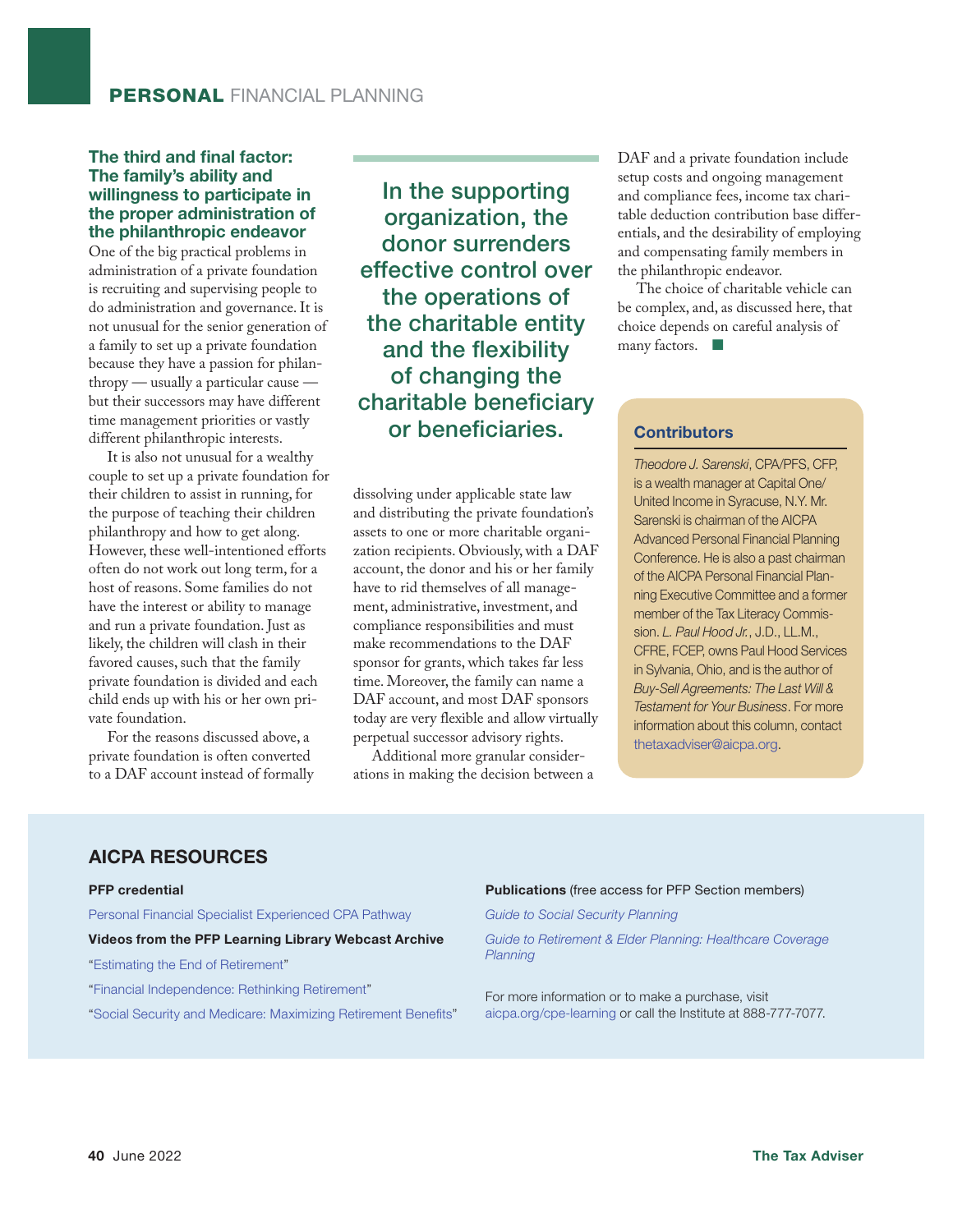### The third and final factor: The family's ability and willingness to participate in the proper administration of the philanthropic endeavor

One of the big practical problems in administration of a private foundation is recruiting and supervising people to do administration and governance. It is not unusual for the senior generation of a family to set up a private foundation because they have a passion for philanthropy — usually a particular cause — but their successors may have different time management priorities or vastly different philanthropic interests.

It is also not unusual for a wealthy couple to set up a private foundation for their children to assist in running, for the purpose of teaching their children philanthropy and how to get along. However, these well-intentioned efforts often do not work out long term, for a host of reasons. Some families do not have the interest or ability to manage and run a private foundation. Just as likely, the children will clash in their favored causes, such that the family private foundation is divided and each child ends up with his or her own private foundation.

For the reasons discussed above, a private foundation is often converted to a DAF account instead of formally dissolving under applicable state law and distributing the private foundation's assets to one or more charitable organization recipients. Obviously, with a DAF account, the donor and his or her family have to rid themselves of all management, administrative, investment, and compliance responsibilities and must make recommendations to the DAF sponsor for grants, which takes far less time. Moreover, the family can name a DAF account, and most DAF sponsors today are very flexible and allow virtually perpetual successor advisory rights.

> In the supporting organization, the donor surrenders effective control over the operations of the charitable entity and the flexibility of changing the charitable beneficiary or beneficiaries.

Additional more granular considerations in making the decision between a DAF and a private foundation include setup costs and ongoing management and compliance fees, income tax charitable deduction contribution base differentials, and the desirability of employing and compensating family members in the philanthropic endeavor.

The choice of charitable vehicle can be complex, and, as discussed here, that choice depends on careful analysis of many factors. ■

### Contributors

*Theodore J. Sarenski*, CPA/PFS, CFP, is a wealth manager at Capital One/ United Income in Syracuse, N.Y. Mr. Sarenski is chairman of the AICPA Advanced Personal Financial Planning Conference. He is also a past chairman of the AICPA Personal Financial Planning Executive Committee and a former member of the Tax Literacy Commission. *L. Paul Hood Jr.*, J.D., LL.M., CFRE, FCEP, owns Paul Hood Services in Sylvania, Ohio, and is the author of *Buy-Sell Agreements: The Last Will & Testament for Your Business*. For more information about this column, contact thetaxadviser@aicpa.org.

## AICPA RESOURCES

**PFP credential**

Personal Financial Specialist Experienced CPA Pathway

**Videos from the PFP Learning Library Webcast Archive**

"Estimating the End of Retirement"

"Financial Independence: Rethinking Retirement"

"Social Security and Medicare: Maximizing Retirement Benefits"

**Publications** (free access for PFP Section members)

*Guide to Social Security Planning*

*Guide to Retirement & Elder Planning: Healthcare Coverage Planning*

For more information or to make a purchase, visit aicpa.org/cpe-learning or call the Institute at 888-777-7077.